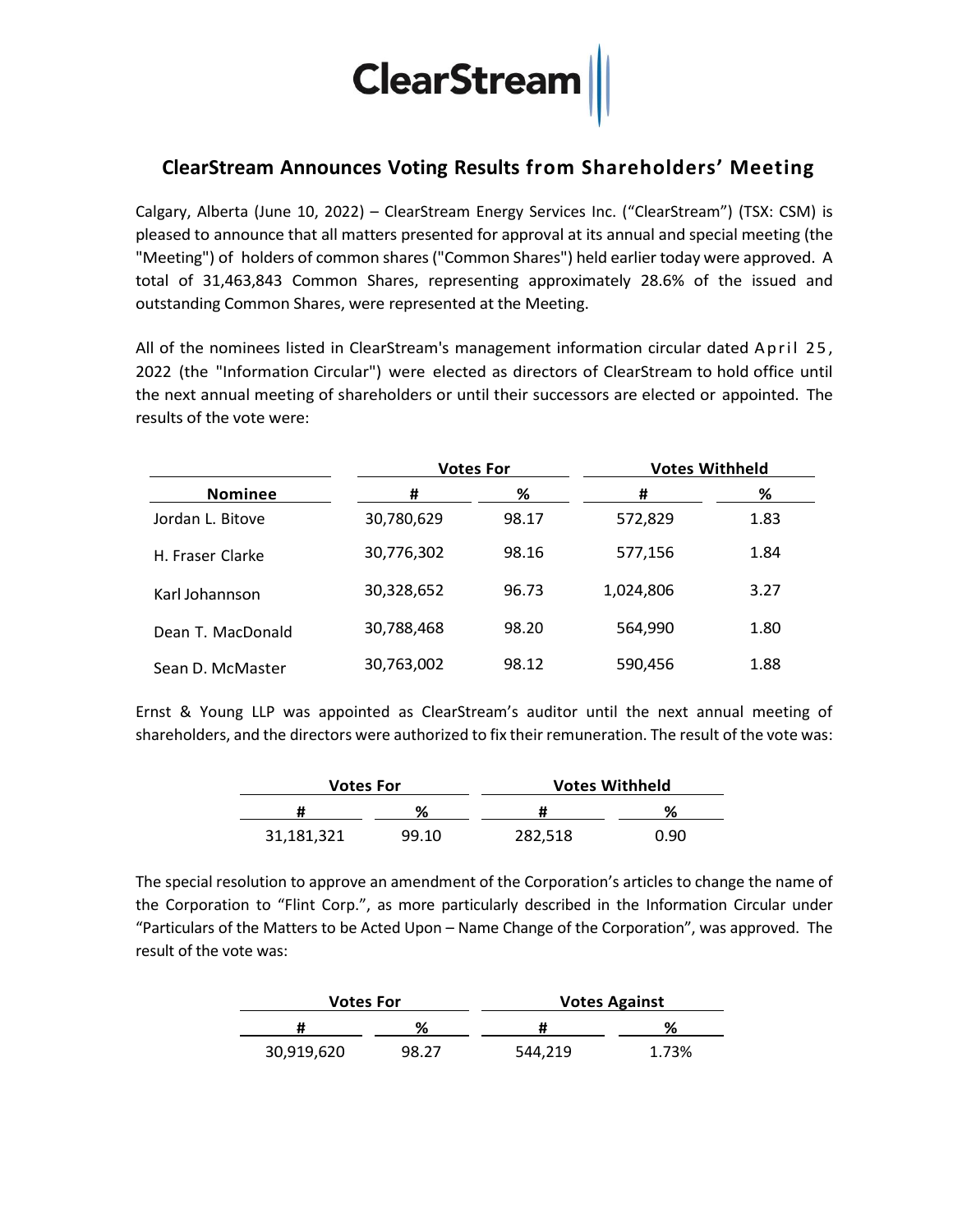ClearStream

# ClearStream Announces Voting Results from Shareholders' Meeting

Calgary, Alberta (June 10, 2022) – ClearStream Energy Services Inc. ("ClearStream") (TSX: CSM) is pleased to announce that all matters presented for approval at its annual and special meeting (the "Meeting") of holders of common shares ("Common Shares") held earlier today were approved. A total of 31,463,843 Common Shares, representing approximately 28.6% of the issued and outstanding Common Shares, were represented at the Meeting.

All of the nominees listed in ClearStream's management information circular dated April 25, 2022 (the "Information Circular") were elected as directors of ClearStream to hold office until the next annual meeting of shareholders or until their successors are elected or appointed. The results of the vote were:

| | Votes For | | Votes Withheld | |
|---|---|---|---|---|
| **Nominee** | **#** | **%** | **#** | **%** |
| Jordan L. Bitove | 30,780,629 | 98.17 | 572,829 | 1.83 |
| H. Fraser Clarke | 30,776,302 | 98.16 | 577,156 | 1.84 |
| Karl Johannson | 30,328,652 | 96.73 | 1,024,806 | 3.27 |
| Dean T. MacDonald | 30,788,468 | 98.20 | 564,990 | 1.80 |
| Sean D. McMaster | 30,763,002 | 98.12 | 590,456 | 1.88 |

Ernst & Young LLP was appointed as ClearStream's auditor until the next annual meeting of shareholders, and the directors were authorized to fix their remuneration. The result of the vote was:

| Votes For | | Votes Withheld | |
|---|---|---|---|
| **#** | **%** | **#** | **%** |
| 31,181,321 | 99.10 | 282,518 | 0.90 |

The special resolution to approve an amendment of the Corporation's articles to change the name of the Corporation to "Flint Corp.", as more particularly described in the Information Circular under "Particulars of the Matters to be Acted Upon – Name Change of the Corporation", was approved. The result of the vote was:

| Votes For | | Votes Against | |
|---|---|---|---|
| **#** | **%** | **#** | **%** |
| 30,919,620 | 98.27 | 544,219 | 1.73% |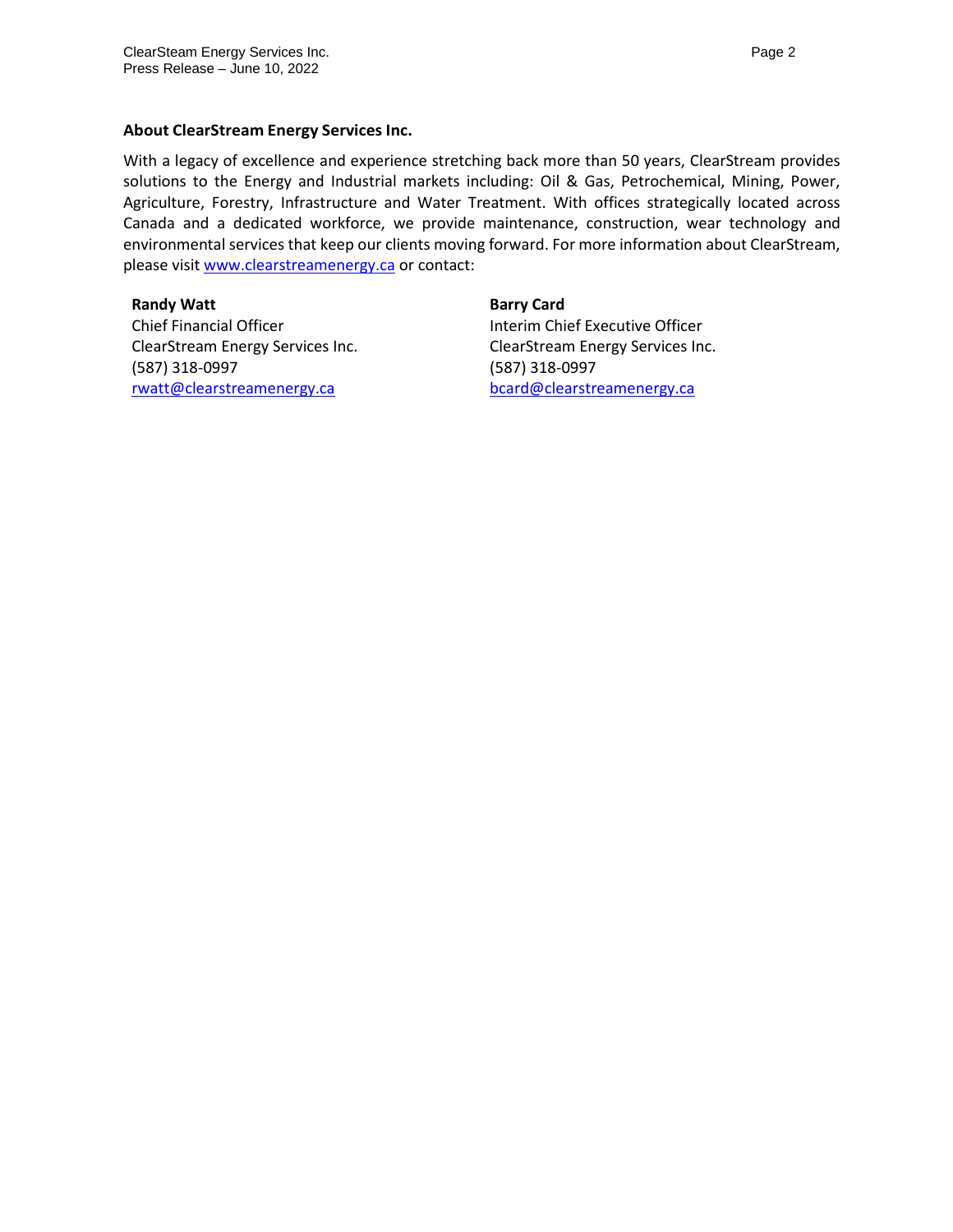**About ClearStream Energy Services Inc.**

With a legacy of excellence and experience stretching back more than 50 years, ClearStream provides solutions to the Energy and Industrial markets including: Oil & Gas, Petrochemical, Mining, Power, Agriculture, Forestry, Infrastructure and Water Treatment. With offices strategically located across Canada and a dedicated workforce, we provide maintenance, construction, wear technology and environmental services that keep our clients moving forward. For more information about ClearStream, please visit www.clearstreamenergy.ca or contact:

**Randy Watt**
Chief Financial Officer
ClearStream Energy Services Inc.
(587) 318-0997
rwatt@clearstreamenergy.ca

**Barry Card**
Interim Chief Executive Officer
ClearStream Energy Services Inc.
(587) 318-0997
bcard@clearstreamenergy.ca